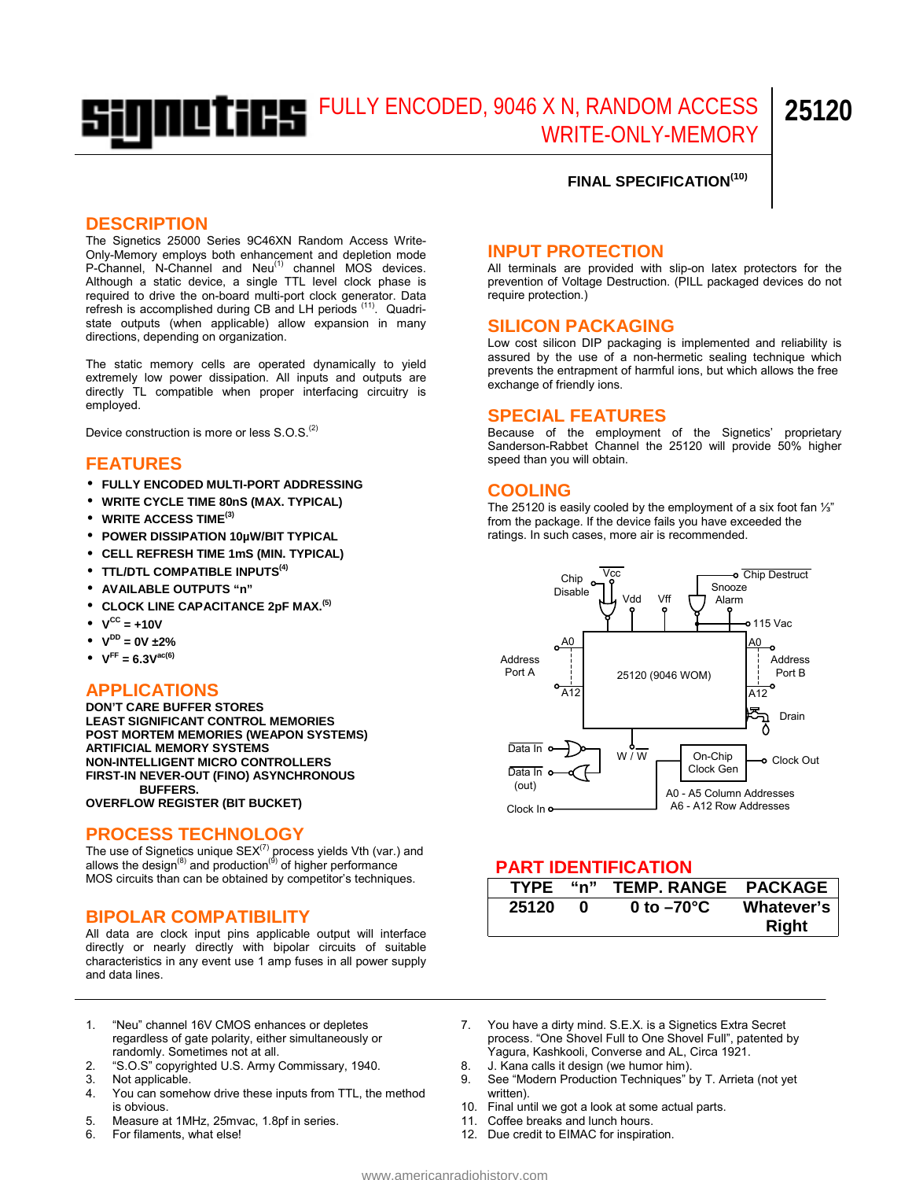# signetics FULLY ENCODED, 9046 X N, RANDOM ACCESS WRITE-ONLY-MEMORY

**25120**

**FINAL SPECIFICATION[10]**

## DESCRIPTION

The Signetics 25000 Series 9C46XN Random Access Write-Only-Memory employs both enhancement and depletion mode P-Channel, N-Channel and Neu[1] channel MOS devices. Although a static device, a single TTL level clock phase is required to drive the on-board multi-port clock generator. Data refresh is accomplished during CB and LH periods [11]. Quadri-state outputs (when applicable) allow expansion in many directions, depending on organization.

The static memory cells are operated dynamically to yield extremely low power dissipation. All inputs and outputs are directly TL compatible when proper interfacing circuitry is employed.

Device construction is more or less S.O.S.[2]

## FEATURES

- **FULLY ENCODED MULTI-PORT ADDRESSING**
- **WRITE CYCLE TIME 80nS (MAX. TYPICAL)**
- **WRITE ACCESS TIME[3]**
- **POWER DISSIPATION 10µW/BIT TYPICAL**
- **CELL REFRESH TIME 1mS (MIN. TYPICAL)**
- **TTL/DTL COMPATIBLE INPUTS[4]**
- **AVAILABLE OUTPUTS "n"**
- **CLOCK LINE CAPACITANCE 2pF MAX.[5]**
- **$V^{CC}$ = +10V**
- **$V^{DD}$ = 0V ±2%**
- **$V^{FF}$ = 6.3V$^{ac}$[6]**

## APPLICATIONS

**DON'T CARE BUFFER STORES**
**LEAST SIGNIFICANT CONTROL MEMORIES**
**POST MORTEM MEMORIES (WEAPON SYSTEMS)**
**ARTIFICIAL MEMORY SYSTEMS**
**NON-INTELLIGENT MICRO CONTROLLERS**
**FIRST-IN NEVER-OUT (FINO) ASYNCHRONOUS BUFFERS.**
**OVERFLOW REGISTER (BIT BUCKET)**

## PROCESS TECHNOLOGY

The use of Signetics unique SEX[7] process yields Vth (var.) and allows the design[8] and production[9] of higher performance MOS circuits than can be obtained by competitor's techniques.

## BIPOLAR COMPATIBILITY

All data are clock input pins applicable output will interface directly or nearly directly with bipolar circuits of suitable characteristics in any event use 1 amp fuses in all power supply and data lines.

## INPUT PROTECTION

All terminals are provided with slip-on latex protectors for the prevention of Voltage Destruction. (PILL packaged devices do not require protection.)

## SILICON PACKAGING

Low cost silicon DIP packaging is implemented and reliability is assured by the use of a non-hermetic sealing technique which prevents the entrapment of harmful ions, but which allows the free exchange of friendly ions.

## SPECIAL FEATURES

Because of the employment of the Signetics' proprietary Sanderson-Rabbet Channel the 25120 will provide 50% higher speed than you will obtain.

## COOLING

The 25120 is easily cooled by the employment of a six foot fan ⅓" from the package. If the device fails you have exceeded the ratings. In such cases, more air is recommended.

Chip Disable, Vcc, Vdd, Vff, Chip Destruct, Snooze Alarm, 115 Vac, Address Port A (A0–A12), 25120 (9046 WOM), Address Port B (A0–A12), Drain, Data In, Data In (out), W / W, On-Chip Clock Gen, Clock Out, Clock In

A0 - A5 Column Addresses
A6 - A12 Row Addresses

## PART IDENTIFICATION

| TYPE | "n" | TEMP. RANGE | PACKAGE |
|---|---|---|---|
| 25120 | 0 | 0 to –70°C | Whatever's Right |

1. "Neu" channel 16V CMOS enhances or depletes regardless of gate polarity, either simultaneously or randomly. Sometimes not at all.
2. "S.O.S" copyrighted U.S. Army Commissary, 1940.
3. Not applicable.
4. You can somehow drive these inputs from TTL, the method is obvious.
5. Measure at 1MHz, 25mvac, 1.8pf in series.
6. For filaments, what else!
7. You have a dirty mind. S.E.X. is a Signetics Extra Secret process. "One Shovel Full to One Shovel Full", patented by Yagura, Kashkooli, Converse and AL, Circa 1921.
8. J. Kana calls it design (we humor him).
9. See "Modern Production Techniques" by T. Arrieta (not yet written).
10. Final until we got a look at some actual parts.
11. Coffee breaks and lunch hours.
12. Due credit to EIMAC for inspiration.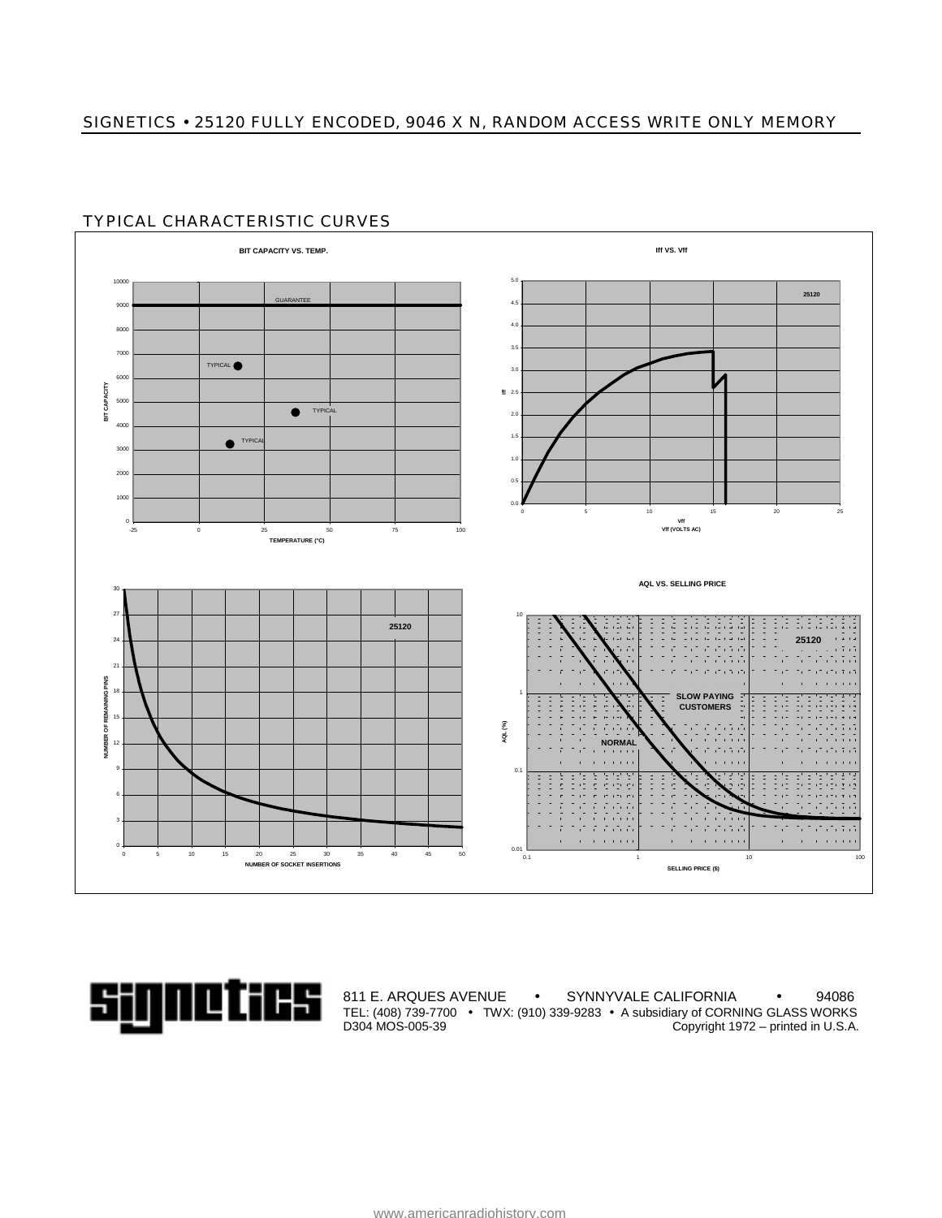## SIGNETICS • 25120 FULLY ENCODED, 9046 X N, RANDOM ACCESS WRITE ONLY MEMORY

### TYPICAL CHARACTERISTIC CURVES

**BIT CAPACITY VS. TEMP.**

BIT CAPACITY

10000
9000
8000
7000
6000
5000
4000
3000
2000
1000
0

GUARANTEE
TYPICAL
TYPICAL
TYPICAL

-25 0 25 50 75 100

TEMPERATURE (°C)

**Iff VS. Vff**

Iff

5.0
4.5
4.0
3.5
3.0
2.5
2.0
1.5
1.0
0.5
0.0

25120

0 5 10 15 20 25

Vff
Vff (VOLTS AC)

NUMBER OF REMAINING PINS

30
27
24
21
18
15
12
9
6
3
0

25120

0 5 10 15 20 25 30 35 40 45 50

NUMBER OF SOCKET INSERTIONS

**AQL VS. SELLING PRICE**

AQL (%)

10
1
0.1
0.01

25120
SLOW PAYING CUSTOMERS
NORMAL

0.1 1 10 100

SELLING PRICE ($)

signetics

811 E. ARQUES AVENUE • SYNNYVALE CALIFORNIA • 94086
TEL: (408) 739-7700 • TWX: (910) 339-9283 • A subsidiary of CORNING GLASS WORKS
D304 MOS-005-39 Copyright 1972 – printed in U.S.A.